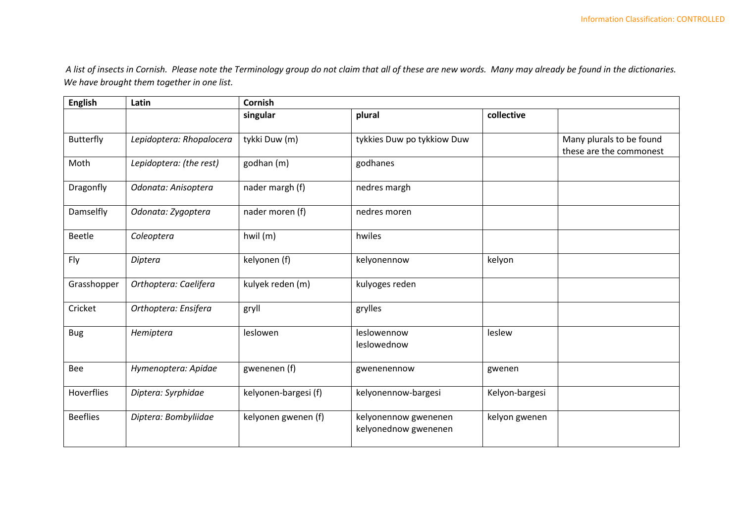*A list of insects in Cornish. Please note the Terminology group do not claim that all of these are new words. Many may already be found in the dictionaries. We have brought them together in one list.*

| English | Latin | Cornish | | | |
|---|---|---|---|---|---|
| | | **singular** | **plural** | **collective** | |
| Butterfly | *Lepidoptera: Rhopalocera* | tykki Duw (m) | tykkies Duw po tykkiow Duw | | Many plurals to be found these are the commonest |
| Moth | *Lepidoptera: (the rest)* | godhan (m) | godhanes | | |
| Dragonfly | *Odonata: Anisoptera* | nader margh (f) | nedres margh | | |
| Damselfly | *Odonata: Zygoptera* | nader moren (f) | nedres moren | | |
| Beetle | *Coleoptera* | hwil (m) | hwiles | | |
| Fly | *Diptera* | kelyonen (f) | kelyonennow | kelyon | |
| Grasshopper | *Orthoptera: Caelifera* | kulyek reden (m) | kulyoges reden | | |
| Cricket | *Orthoptera: Ensifera* | gryll | grylles | | |
| Bug | *Hemiptera* | leslowen | leslowennow<br>leslowednow | leslew | |
| Bee | *Hymenoptera: Apidae* | gwenenen (f) | gwenenennow | gwenen | |
| Hoverflies | *Diptera: Syrphidae* | kelyonen-bargesi (f) | kelyonennow-bargesi | Kelyon-bargesi | |
| Beeflies | *Diptera: Bombyliidae* | kelyonen gwenen (f) | kelyonennow gwenenen<br>kelyonednow gwenenen | kelyon gwenen | |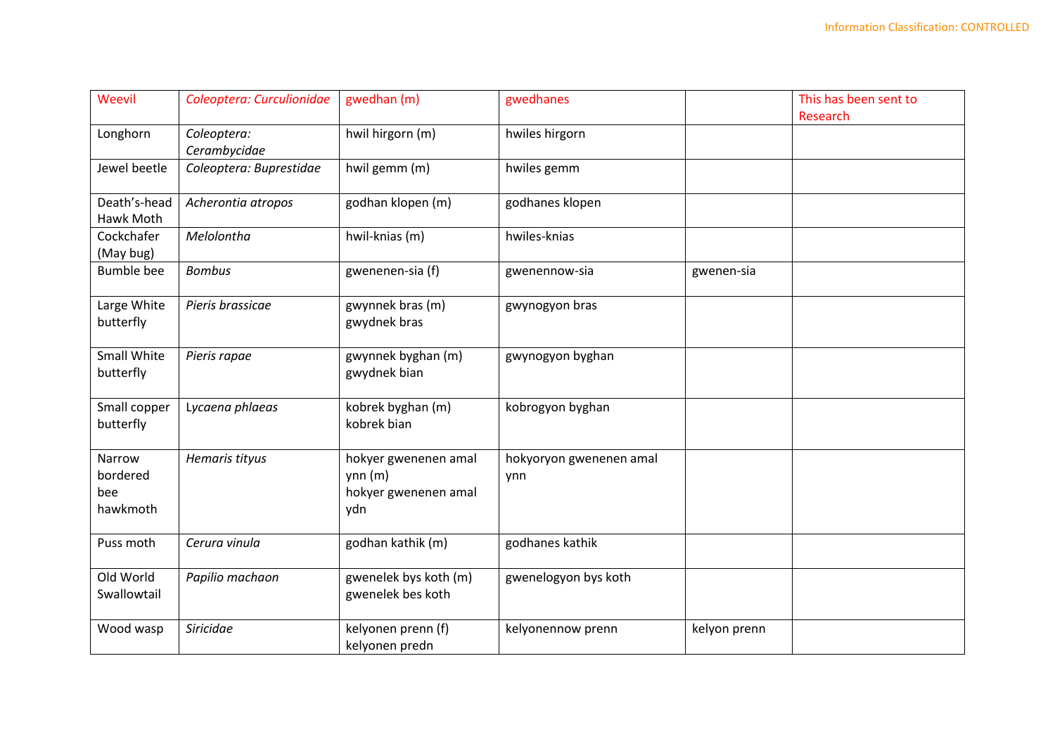| Weevil | *Coleoptera: Curculionidae* | gwedhan (m) | gwedhanes | | This has been sent to Research |
|---|---|---|---|---|---|
| Longhorn | *Coleoptera: Cerambycidae* | hwil hirgorn (m) | hwiles hirgorn | | |
| Jewel beetle | *Coleoptera: Buprestidae* | hwil gemm (m) | hwiles gemm | | |
| Death's-head Hawk Moth | *Acherontia atropos* | godhan klopen (m) | godhanes klopen | | |
| Cockchafer (May bug) | *Melolontha* | hwil-knias (m) | hwiles-knias | | |
| Bumble bee | *Bombus* | gwenenen-sia (f) | gwenennow-sia | gwenen-sia | |
| Large White butterfly | *Pieris brassicae* | gwynnek bras (m)<br>gwydnek bras | gwynogyon bras | | |
| Small White butterfly | *Pieris rapae* | gwynnek byghan (m)<br>gwydnek bian | gwynogyon byghan | | |
| Small copper butterfly | *Lycaena phlaeas* | kobrek byghan (m)<br>kobrek bian | kobrogyon byghan | | |
| Narrow bordered bee hawkmoth | *Hemaris tityus* | hokyer gwenenen amal ynn (m)<br>hokyer gwenenen amal ydn | hokyoryon gwenenen amal ynn | | |
| Puss moth | *Cerura vinula* | godhan kathik (m) | godhanes kathik | | |
| Old World Swallowtail | *Papilio machaon* | gwenelek bys koth (m)<br>gwenelek bes koth | gwenelogyon bys koth | | |
| Wood wasp | *Siricidae* | kelyonen prenn (f)<br>kelyonen predn | kelyonennow prenn | kelyon prenn | |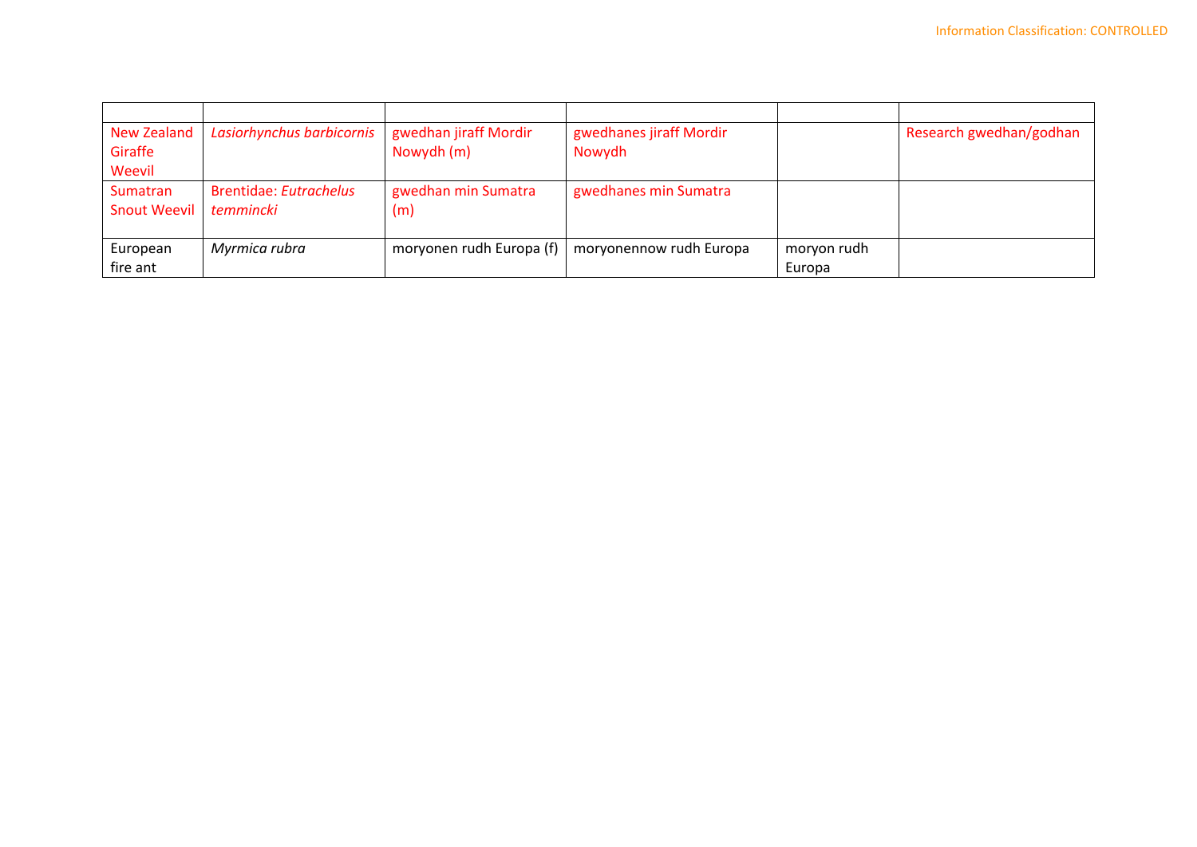| | | | | | |
|---|---|---|---|---|---|
| New Zealand Giraffe Weevil | *Lasiorhynchus barbicornis* | gwedhan jiraff Mordir Nowydh (m) | gwedhanes jiraff Mordir Nowydh | | Research gwedhan/godhan |
| Sumatran Snout Weevil | Brentidae: *Eutrachelus temmincki* | gwedhan min Sumatra (m) | gwedhanes min Sumatra | | |
| European fire ant | *Myrmica rubra* | moryonen rudh Europa (f) | moryonennow rudh Europa | moryon rudh Europa | |